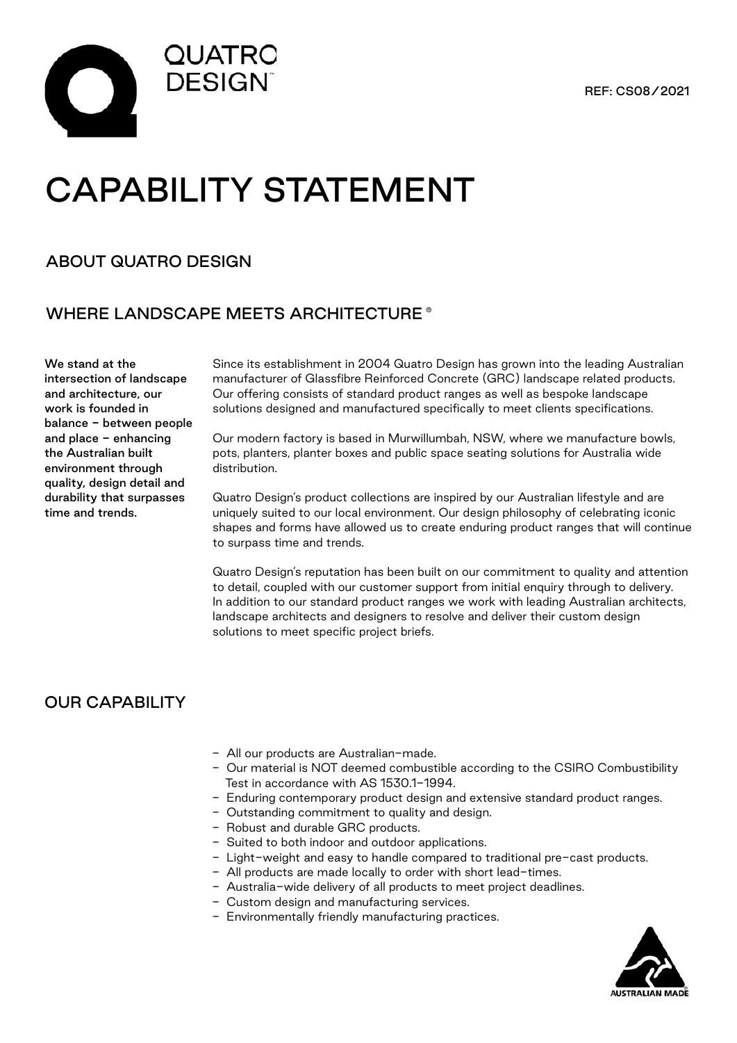QUATRO DESIGN™

REF: CS08/2021

# CAPABILITY STATEMENT

## ABOUT QUATRO DESIGN

## WHERE LANDSCAPE MEETS ARCHITECTURE ®

**We stand at the intersection of landscape and architecture, our work is founded in balance – between people and place – enhancing the Australian built environment through quality, design detail and durability that surpasses time and trends.**

Since its establishment in 2004 Quatro Design has grown into the leading Australian manufacturer of Glassfibre Reinforced Concrete (GRC) landscape related products. Our offering consists of standard product ranges as well as bespoke landscape solutions designed and manufactured specifically to meet clients specifications.

Our modern factory is based in Murwillumbah, NSW, where we manufacture bowls, pots, planters, planter boxes and public space seating solutions for Australia wide distribution.

Quatro Design's product collections are inspired by our Australian lifestyle and are uniquely suited to our local environment. Our design philosophy of celebrating iconic shapes and forms have allowed us to create enduring product ranges that will continue to surpass time and trends.

Quatro Design's reputation has been built on our commitment to quality and attention to detail, coupled with our customer support from initial enquiry through to delivery. In addition to our standard product ranges we work with leading Australian architects, landscape architects and designers to resolve and deliver their custom design solutions to meet specific project briefs.

## OUR CAPABILITY

- All our products are Australian-made.
- Our material is NOT deemed combustible according to the CSIRO Combustibility Test in accordance with AS 1530.1-1994.
- Enduring contemporary product design and extensive standard product ranges.
- Outstanding commitment to quality and design.
- Robust and durable GRC products.
- Suited to both indoor and outdoor applications.
- Light-weight and easy to handle compared to traditional pre-cast products.
- All products are made locally to order with short lead-times.
- Australia-wide delivery of all products to meet project deadlines.
- Custom design and manufacturing services.
- Environmentally friendly manufacturing practices.

AUSTRALIAN MADE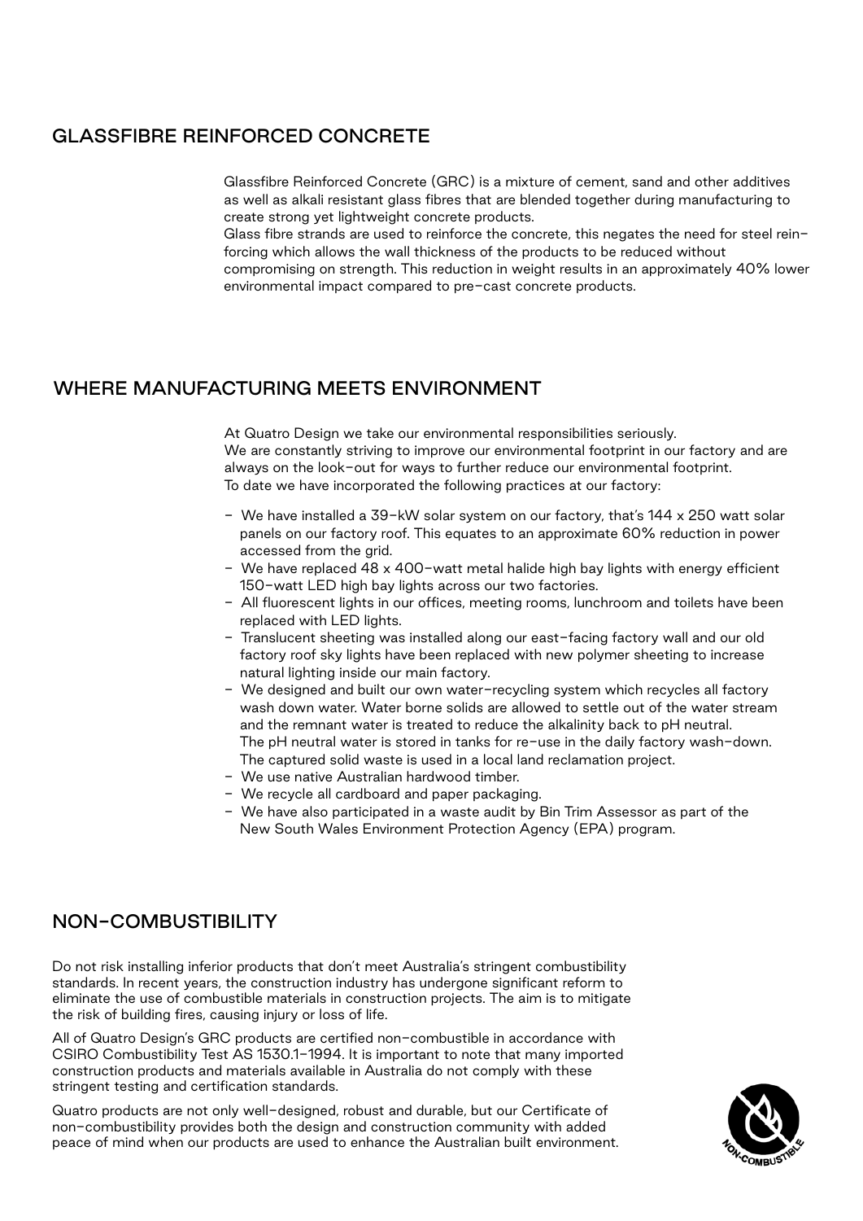## GLASSFIBRE REINFORCED CONCRETE

Glassfibre Reinforced Concrete (GRC) is a mixture of cement, sand and other additives as well as alkali resistant glass fibres that are blended together during manufacturing to create strong yet lightweight concrete products.
Glass fibre strands are used to reinforce the concrete, this negates the need for steel reinforcing which allows the wall thickness of the products to be reduced without compromising on strength. This reduction in weight results in an approximately 40% lower environmental impact compared to pre-cast concrete products.

## WHERE MANUFACTURING MEETS ENVIRONMENT

At Quatro Design we take our environmental responsibilities seriously.
We are constantly striving to improve our environmental footprint in our factory and are always on the look-out for ways to further reduce our environmental footprint.
To date we have incorporated the following practices at our factory:

- We have installed a 39-kW solar system on our factory, that's 144 x 250 watt solar panels on our factory roof. This equates to an approximate 60% reduction in power accessed from the grid.
- We have replaced 48 x 400-watt metal halide high bay lights with energy efficient 150-watt LED high bay lights across our two factories.
- All fluorescent lights in our offices, meeting rooms, lunchroom and toilets have been replaced with LED lights.
- Translucent sheeting was installed along our east-facing factory wall and our old factory roof sky lights have been replaced with new polymer sheeting to increase natural lighting inside our main factory.
- We designed and built our own water-recycling system which recycles all factory wash down water. Water borne solids are allowed to settle out of the water stream and the remnant water is treated to reduce the alkalinity back to pH neutral. The pH neutral water is stored in tanks for re-use in the daily factory wash-down. The captured solid waste is used in a local land reclamation project.
- We use native Australian hardwood timber.
- We recycle all cardboard and paper packaging.
- We have also participated in a waste audit by Bin Trim Assessor as part of the New South Wales Environment Protection Agency (EPA) program.

## NON-COMBUSTIBILITY

Do not risk installing inferior products that don't meet Australia's stringent combustibility standards. In recent years, the construction industry has undergone significant reform to eliminate the use of combustible materials in construction projects. The aim is to mitigate the risk of building fires, causing injury or loss of life.

All of Quatro Design's GRC products are certified non-combustible in accordance with CSIRO Combustibility Test AS 1530.1-1994. It is important to note that many imported construction products and materials available in Australia do not comply with these stringent testing and certification standards.

Quatro products are not only well-designed, robust and durable, but our Certificate of non-combustibility provides both the design and construction community with added peace of mind when our products are used to enhance the Australian built environment.

NON-COMBUSTIBLE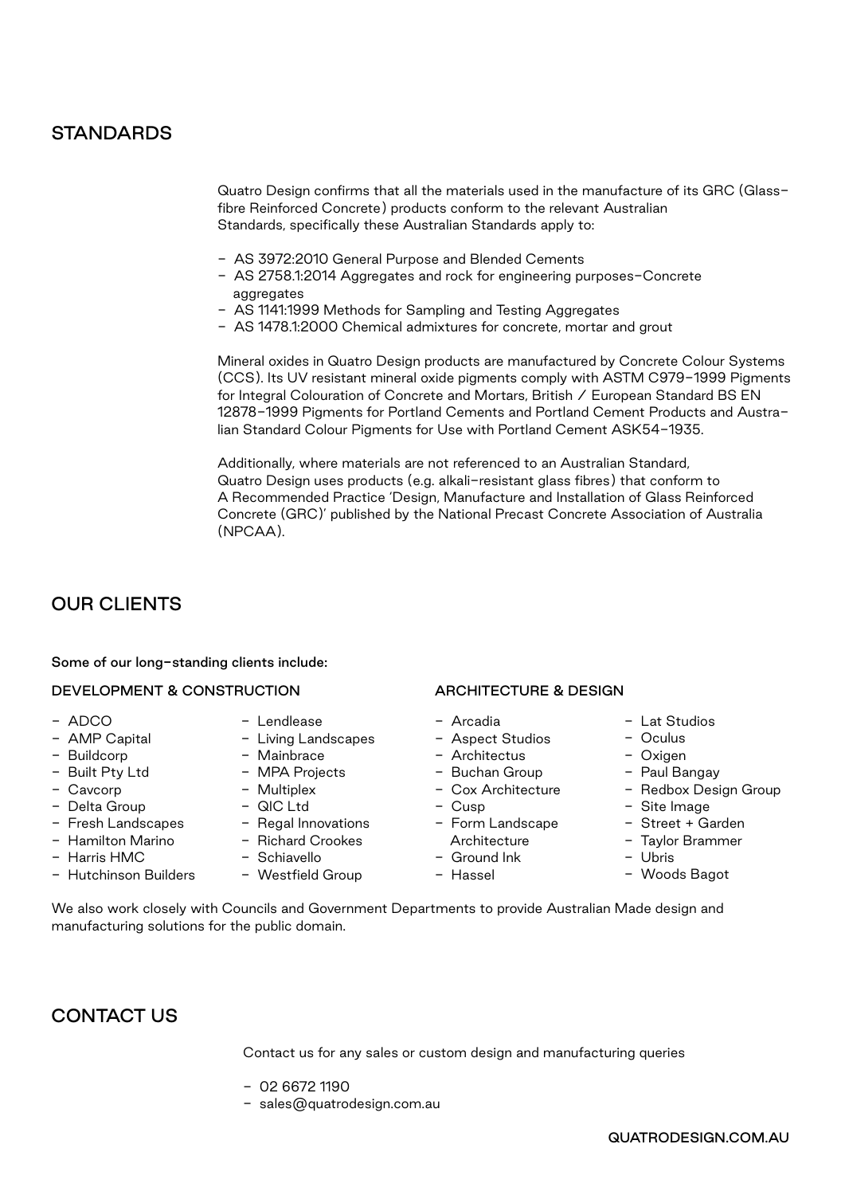## STANDARDS

Quatro Design confirms that all the materials used in the manufacture of its GRC (Glass-fibre Reinforced Concrete) products conform to the relevant Australian Standards, specifically these Australian Standards apply to:

- AS 3972:2010 General Purpose and Blended Cements
- AS 2758.1:2014 Aggregates and rock for engineering purposes-Concrete aggregates
- AS 1141:1999 Methods for Sampling and Testing Aggregates
- AS 1478.1:2000 Chemical admixtures for concrete, mortar and grout

Mineral oxides in Quatro Design products are manufactured by Concrete Colour Systems (CCS). Its UV resistant mineral oxide pigments comply with ASTM C979-1999 Pigments for Integral Colouration of Concrete and Mortars, British / European Standard BS EN 12878-1999 Pigments for Portland Cements and Portland Cement Products and Australian Standard Colour Pigments for Use with Portland Cement ASK54-1935.

Additionally, where materials are not referenced to an Australian Standard, Quatro Design uses products (e.g. alkali-resistant glass fibres) that conform to A Recommended Practice 'Design, Manufacture and Installation of Glass Reinforced Concrete (GRC)' published by the National Precast Concrete Association of Australia (NPCAA).

## OUR CLIENTS

**Some of our long-standing clients include:**

### DEVELOPMENT & CONSTRUCTION

- ADCO
- AMP Capital
- Buildcorp
- Built Pty Ltd
- Cavcorp
- Delta Group
- Fresh Landscapes
- Hamilton Marino
- Harris HMC
- Hutchinson Builders
- Lendlease
- Living Landscapes
- Mainbrace
- MPA Projects
- Multiplex
- QIC Ltd
- Regal Innovations
- Richard Crookes
- Schiavello
- Westfield Group

### ARCHITECTURE & DESIGN

- Arcadia
- Aspect Studios
- Architectus
- Buchan Group
- Cox Architecture
- Cusp
- Form Landscape Architecture
- Ground Ink
- Hassel
- Lat Studios
- Oculus
- Oxigen
- Paul Bangay
- Redbox Design Group
- Site Image
- Street + Garden
- Taylor Brammer
- Ubris
- Woods Bagot

We also work closely with Councils and Government Departments to provide Australian Made design and manufacturing solutions for the public domain.

## CONTACT US

Contact us for any sales or custom design and manufacturing queries

- 02 6672 1190
- sales@quatrodesign.com.au

QUATRODESIGN.COM.AU